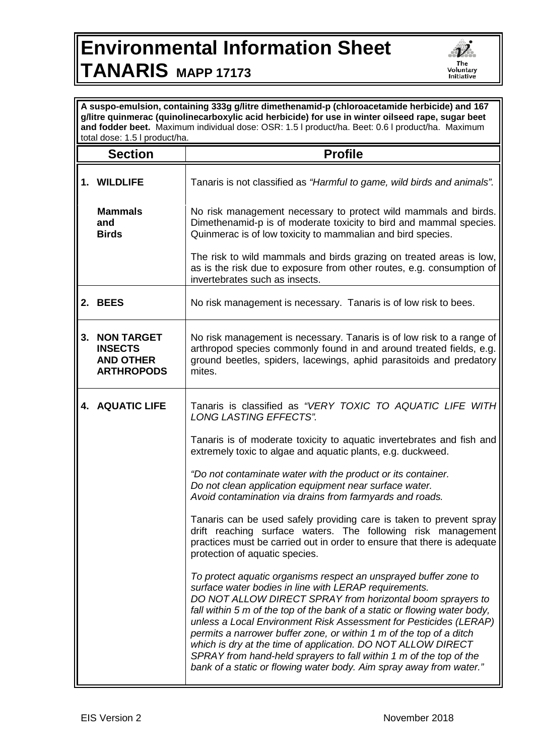# Environmental Information Sheet
# TANARIS MAPP 17173

**A suspo-emulsion, containing 333g g/litre dimethenamid-p (chloroacetamide herbicide) and 167 g/litre quinmerac (quinolinecarboxylic acid herbicide) for use in winter oilseed rape, sugar beet and fodder beet.** Maximum individual dose: OSR: 1.5 l product/ha. Beet: 0.6 l product/ha. Maximum total dose: 1.5 l product/ha.

| Section | Profile |
|---|---|
| **1. WILDLIFE** | Tanaris is not classified as *"Harmful to game, wild birds and animals"*. |
| **Mammals and Birds** | No risk management necessary to protect wild mammals and birds. Dimethenamid-p is of moderate toxicity to bird and mammal species. Quinmerac is of low toxicity to mammalian and bird species.<br><br>The risk to wild mammals and birds grazing on treated areas is low, as is the risk due to exposure from other routes, e.g. consumption of invertebrates such as insects. |
| **2. BEES** | No risk management is necessary. Tanaris is of low risk to bees. |
| **3. NON TARGET INSECTS AND OTHER ARTHROPODS** | No risk management is necessary. Tanaris is of low risk to a range of arthropod species commonly found in and around treated fields, e.g. ground beetles, spiders, lacewings, aphid parasitoids and predatory mites. |
| **4. AQUATIC LIFE** | Tanaris is classified as *"VERY TOXIC TO AQUATIC LIFE WITH LONG LASTING EFFECTS"*.<br><br>Tanaris is of moderate toxicity to aquatic invertebrates and fish and extremely toxic to algae and aquatic plants, e.g. duckweed.<br><br>*"Do not contaminate water with the product or its container. Do not clean application equipment near surface water. Avoid contamination via drains from farmyards and roads.*<br><br>Tanaris can be used safely providing care is taken to prevent spray drift reaching surface waters. The following risk management practices must be carried out in order to ensure that there is adequate protection of aquatic species.<br><br>*To protect aquatic organisms respect an unsprayed buffer zone to surface water bodies in line with LERAP requirements. DO NOT ALLOW DIRECT SPRAY from horizontal boom sprayers to fall within 5 m of the top of the bank of a static or flowing water body, unless a Local Environment Risk Assessment for Pesticides (LERAP) permits a narrower buffer zone, or within 1 m of the top of a ditch which is dry at the time of application. DO NOT ALLOW DIRECT SPRAY from hand-held sprayers to fall within 1 m of the top of the bank of a static or flowing water body. Aim spray away from water."* |

EIS Version 2 November 2018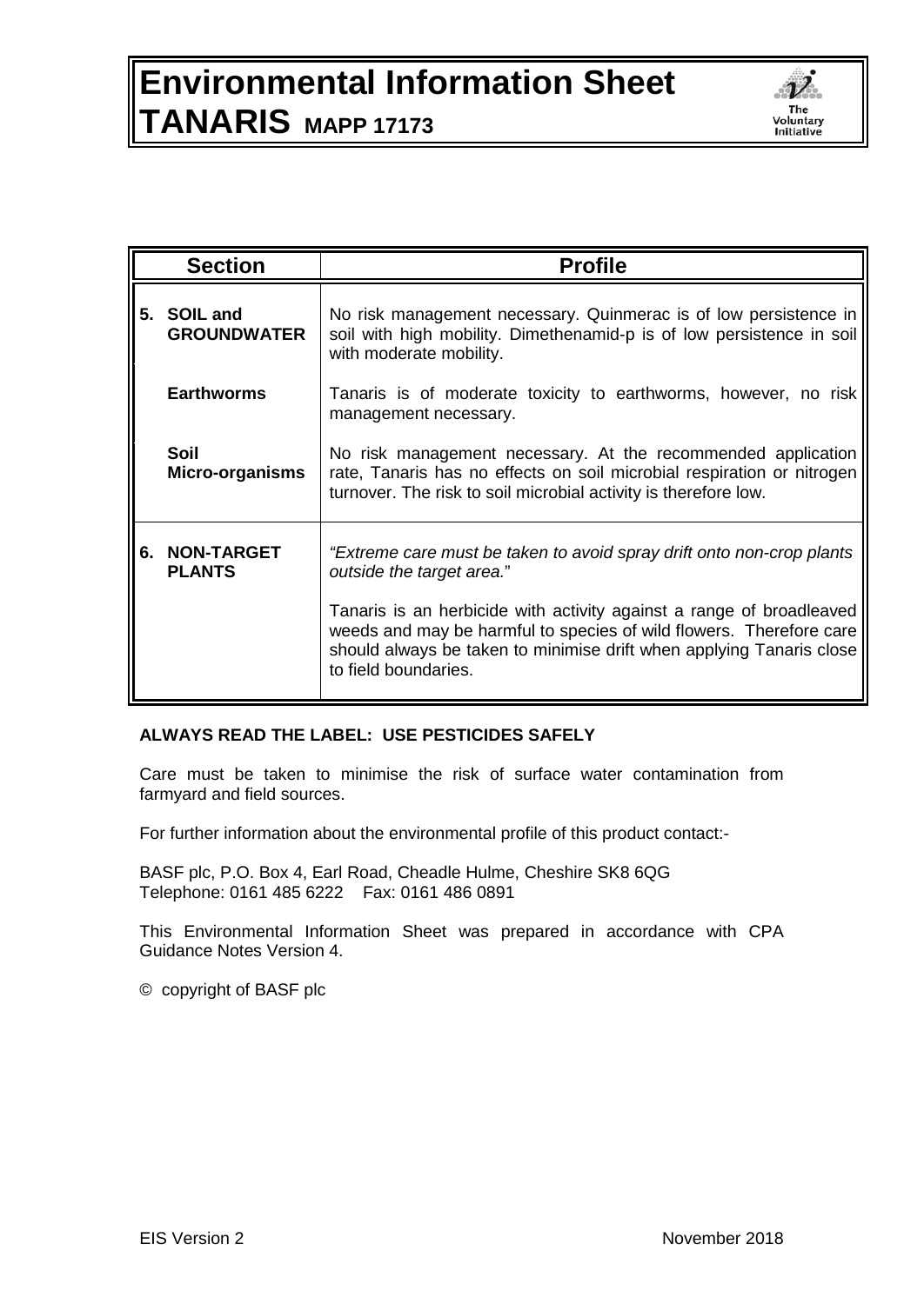# Environmental Information Sheet
# TANARIS MAPP 17173

| Section | Profile |
|---|---|
| **5. SOIL and GROUNDWATER** | No risk management necessary. Quinmerac is of low persistence in soil with high mobility. Dimethenamid-p is of low persistence in soil with moderate mobility. |
| **Earthworms** | Tanaris is of moderate toxicity to earthworms, however, no risk management necessary. |
| **Soil Micro-organisms** | No risk management necessary. At the recommended application rate, Tanaris has no effects on soil microbial respiration or nitrogen turnover. The risk to soil microbial activity is therefore low. |
| **6. NON-TARGET PLANTS** | *"Extreme care must be taken to avoid spray drift onto non-crop plants outside the target area."*<br><br>Tanaris is an herbicide with activity against a range of broadleaved weeds and may be harmful to species of wild flowers. Therefore care should always be taken to minimise drift when applying Tanaris close to field boundaries. |

**ALWAYS READ THE LABEL: USE PESTICIDES SAFELY**

Care must be taken to minimise the risk of surface water contamination from farmyard and field sources.

For further information about the environmental profile of this product contact:-

BASF plc, P.O. Box 4, Earl Road, Cheadle Hulme, Cheshire SK8 6QG
Telephone: 0161 485 6222 Fax: 0161 486 0891

This Environmental Information Sheet was prepared in accordance with CPA Guidance Notes Version 4.

© copyright of BASF plc

EIS Version 2 November 2018